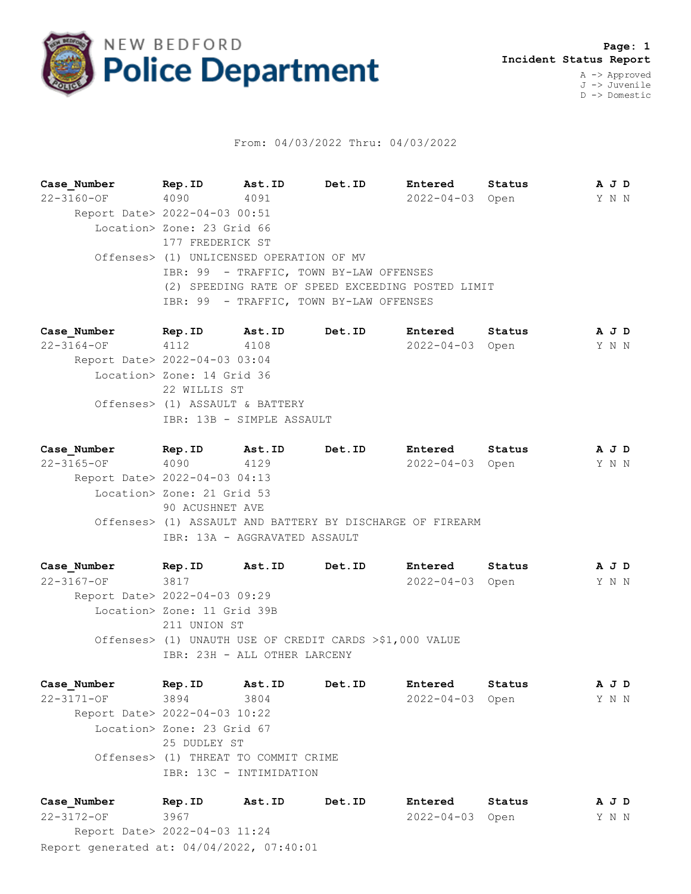# NEW BEDFORD Police Department

**Page: 1**
**Incident Status Report**

A -> Approved
J -> Juvenile
D -> Domestic

From: 04/03/2022 Thru: 04/03/2022

| Case_Number | Rep.ID | Ast.ID | Det.ID | Entered | Status | A J D |
|---|---|---|---|---|---|---|
| 22-3160-OF | 4090 | 4091 | | 2022-04-03 | Open | Y N N |

Report Date> 2022-04-03 00:51
Location> Zone: 23 Grid 66
177 FREDERICK ST
Offenses> (1) UNLICENSED OPERATION OF MV
IBR: 99 - TRAFFIC, TOWN BY-LAW OFFENSES
(2) SPEEDING RATE OF SPEED EXCEEDING POSTED LIMIT
IBR: 99 - TRAFFIC, TOWN BY-LAW OFFENSES

| Case_Number | Rep.ID | Ast.ID | Det.ID | Entered | Status | A J D |
|---|---|---|---|---|---|---|
| 22-3164-OF | 4112 | 4108 | | 2022-04-03 | Open | Y N N |

Report Date> 2022-04-03 03:04
Location> Zone: 14 Grid 36
22 WILLIS ST
Offenses> (1) ASSAULT & BATTERY
IBR: 13B - SIMPLE ASSAULT

| Case_Number | Rep.ID | Ast.ID | Det.ID | Entered | Status | A J D |
|---|---|---|---|---|---|---|
| 22-3165-OF | 4090 | 4129 | | 2022-04-03 | Open | Y N N |

Report Date> 2022-04-03 04:13
Location> Zone: 21 Grid 53
90 ACUSHNET AVE
Offenses> (1) ASSAULT AND BATTERY BY DISCHARGE OF FIREARM
IBR: 13A - AGGRAVATED ASSAULT

| Case_Number | Rep.ID | Ast.ID | Det.ID | Entered | Status | A J D |
|---|---|---|---|---|---|---|
| 22-3167-OF | 3817 | | | 2022-04-03 | Open | Y N N |

Report Date> 2022-04-03 09:29
Location> Zone: 11 Grid 39B
211 UNION ST
Offenses> (1) UNAUTH USE OF CREDIT CARDS >$1,000 VALUE
IBR: 23H - ALL OTHER LARCENY

| Case_Number | Rep.ID | Ast.ID | Det.ID | Entered | Status | A J D |
|---|---|---|---|---|---|---|
| 22-3171-OF | 3894 | 3804 | | 2022-04-03 | Open | Y N N |

Report Date> 2022-04-03 10:22
Location> Zone: 23 Grid 67
25 DUDLEY ST
Offenses> (1) THREAT TO COMMIT CRIME
IBR: 13C - INTIMIDATION

| Case_Number | Rep.ID | Ast.ID | Det.ID | Entered | Status | A J D |
|---|---|---|---|---|---|---|
| 22-3172-OF | 3967 | | | 2022-04-03 | Open | Y N N |

Report Date> 2022-04-03 11:24

Report generated at: 04/04/2022, 07:40:01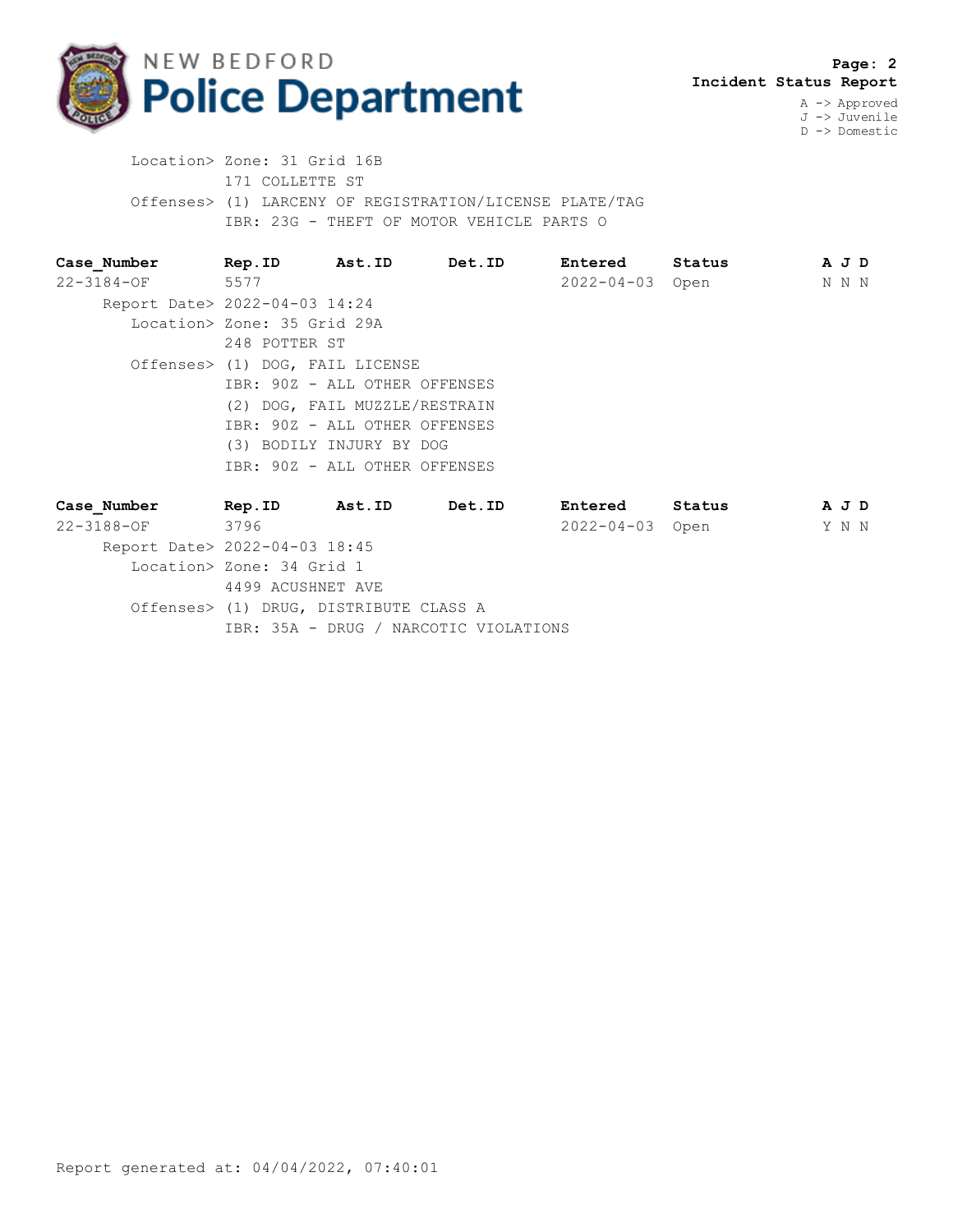# NEW BEDFORD Police Department

**Incident Status Report**

A -> Approved
J -> Juvenile
D -> Domestic

Location> Zone: 31 Grid 16B
171 COLLETTE ST
Offenses> (1) LARCENY OF REGISTRATION/LICENSE PLATE/TAG
IBR: 23G - THEFT OF MOTOR VEHICLE PARTS O

| Case_Number | Rep.ID | Ast.ID | Det.ID | Entered | Status | A J D |
|---|---|---|---|---|---|---|
| 22-3184-OF | 5577 | | | 2022-04-03 | Open | N N N |

Report Date> 2022-04-03 14:24
Location> Zone: 35 Grid 29A
248 POTTER ST
Offenses> (1) DOG, FAIL LICENSE
IBR: 90Z - ALL OTHER OFFENSES
(2) DOG, FAIL MUZZLE/RESTRAIN
IBR: 90Z - ALL OTHER OFFENSES
(3) BODILY INJURY BY DOG
IBR: 90Z - ALL OTHER OFFENSES

| Case_Number | Rep.ID | Ast.ID | Det.ID | Entered | Status | A J D |
|---|---|---|---|---|---|---|
| 22-3188-OF | 3796 | | | 2022-04-03 | Open | Y N N |

Report Date> 2022-04-03 18:45
Location> Zone: 34 Grid 1
4499 ACUSHNET AVE
Offenses> (1) DRUG, DISTRIBUTE CLASS A
IBR: 35A - DRUG / NARCOTIC VIOLATIONS

Report generated at: 04/04/2022, 07:40:01